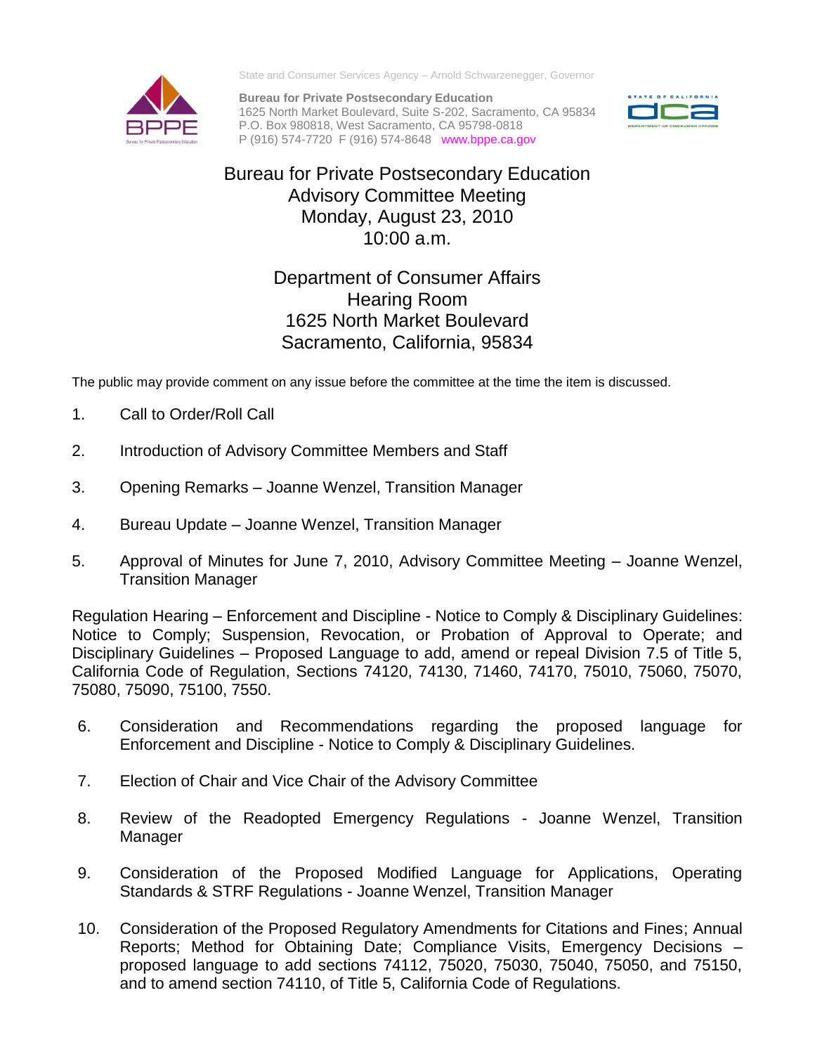State and Consumer Services Agency – Arnold Schwarzenegger, Governor

**Bureau for Private Postsecondary Education**
1625 North Market Boulevard, Suite S-202, Sacramento, CA 95834
P.O. Box 980818, West Sacramento, CA 95798-0818
P (916) 574-7720 F (916) 574-8648 www.bppe.ca.gov

# Bureau for Private Postsecondary Education
## Advisory Committee Meeting
## Monday, August 23, 2010
## 10:00 a.m.

## Department of Consumer Affairs
## Hearing Room
## 1625 North Market Boulevard
## Sacramento, California, 95834

The public may provide comment on any issue before the committee at the time the item is discussed.

1. Call to Order/Roll Call

2. Introduction of Advisory Committee Members and Staff

3. Opening Remarks – Joanne Wenzel, Transition Manager

4. Bureau Update – Joanne Wenzel, Transition Manager

5. Approval of Minutes for June 7, 2010, Advisory Committee Meeting – Joanne Wenzel, Transition Manager

Regulation Hearing – Enforcement and Discipline - Notice to Comply & Disciplinary Guidelines: Notice to Comply; Suspension, Revocation, or Probation of Approval to Operate; and Disciplinary Guidelines – Proposed Language to add, amend or repeal Division 7.5 of Title 5, California Code of Regulation, Sections 74120, 74130, 71460, 74170, 75010, 75060, 75070, 75080, 75090, 75100, 7550.

6. Consideration and Recommendations regarding the proposed language for Enforcement and Discipline - Notice to Comply & Disciplinary Guidelines.

7. Election of Chair and Vice Chair of the Advisory Committee

8. Review of the Readopted Emergency Regulations - Joanne Wenzel, Transition Manager

9. Consideration of the Proposed Modified Language for Applications, Operating Standards & STRF Regulations - Joanne Wenzel, Transition Manager

10. Consideration of the Proposed Regulatory Amendments for Citations and Fines; Annual Reports; Method for Obtaining Date; Compliance Visits, Emergency Decisions – proposed language to add sections 74112, 75020, 75030, 75040, 75050, and 75150, and to amend section 74110, of Title 5, California Code of Regulations.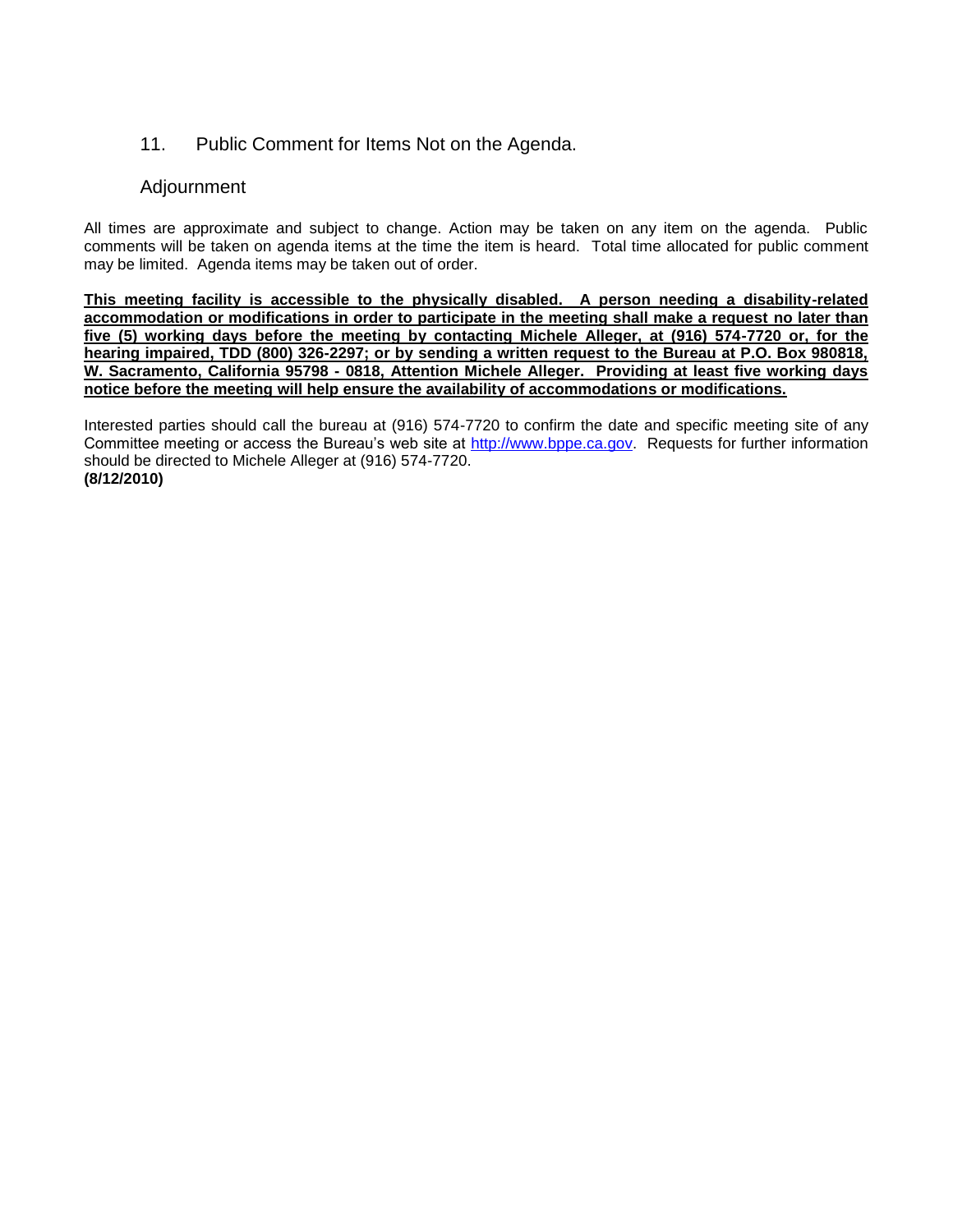11. Public Comment for Items Not on the Agenda.

Adjournment

All times are approximate and subject to change. Action may be taken on any item on the agenda. Public comments will be taken on agenda items at the time the item is heard. Total time allocated for public comment may be limited. Agenda items may be taken out of order.

**This meeting facility is accessible to the physically disabled. A person needing a disability-related accommodation or modifications in order to participate in the meeting shall make a request no later than five (5) working days before the meeting by contacting Michele Alleger, at (916) 574-7720 or, for the hearing impaired, TDD (800) 326-2297; or by sending a written request to the Bureau at P.O. Box 980818, W. Sacramento, California 95798 - 0818, Attention Michele Alleger. Providing at least five working days notice before the meeting will help ensure the availability of accommodations or modifications.**

Interested parties should call the bureau at (916) 574-7720 to confirm the date and specific meeting site of any Committee meeting or access the Bureau's web site at http://www.bppe.ca.gov. Requests for further information should be directed to Michele Alleger at (916) 574-7720.
**(8/12/2010)**